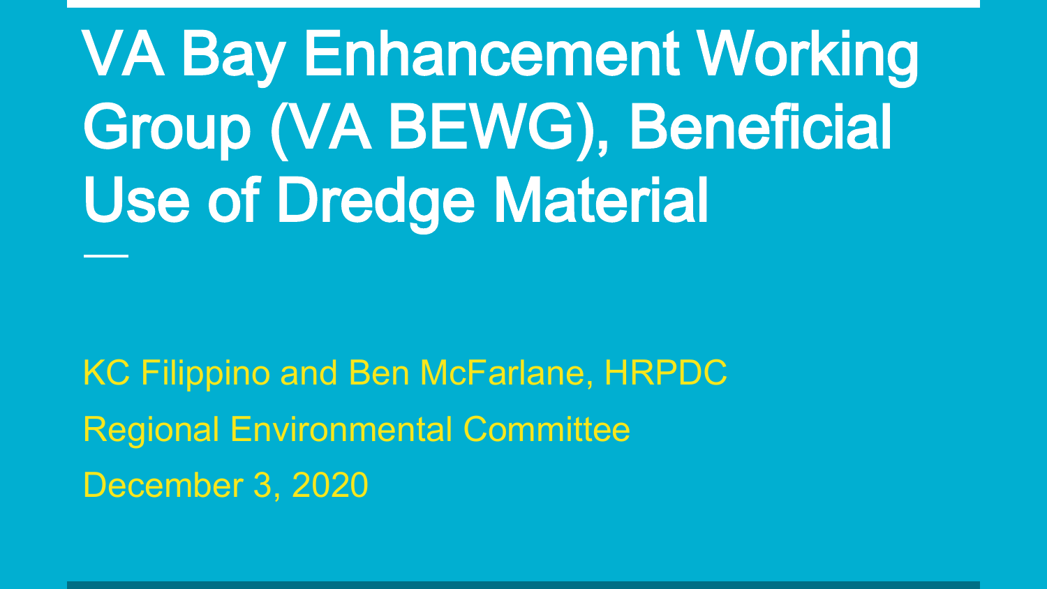# VA Bay Enhancement Working Group (VA BEWG), Beneficial Use of Dredge Material

KC Filippino and Ben McFarlane, HRPDC

Regional Environmental Committee

December 3, 2020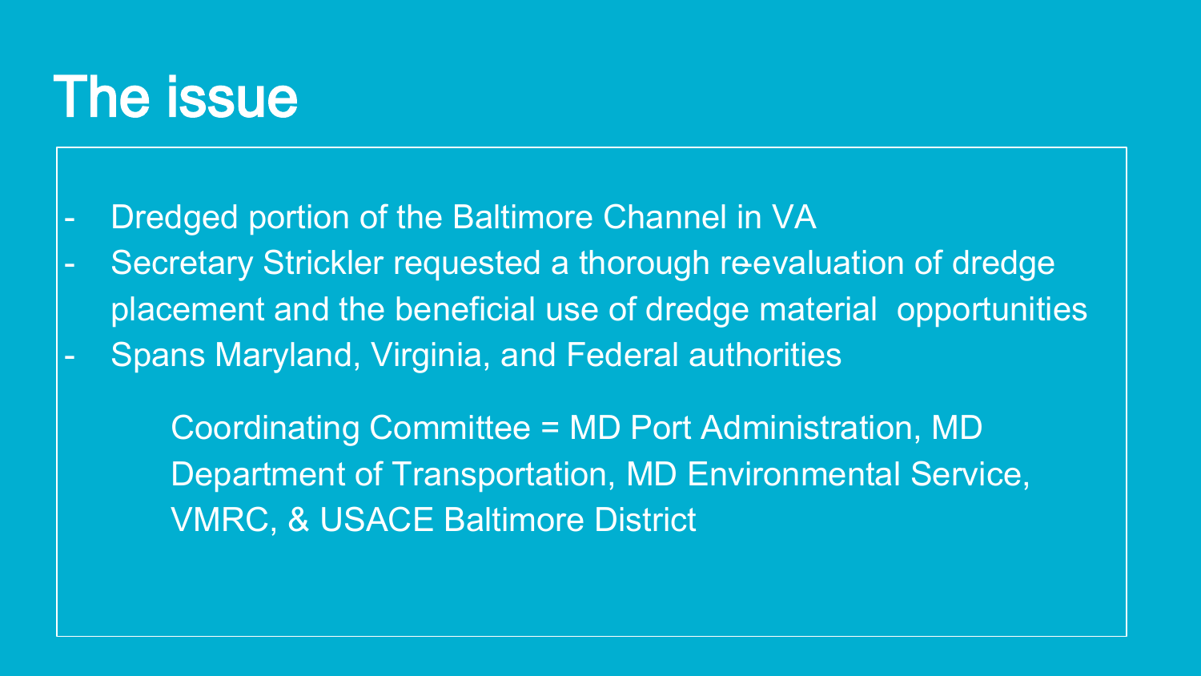# The issue

- Dredged portion of the Baltimore Channel in VA
- Secretary Strickler requested a thorough re-evaluation of dredge placement and the beneficial use of dredge material opportunities
- Spans Maryland, Virginia, and Federal authorities

  Coordinating Committee = MD Port Administration, MD Department of Transportation, MD Environmental Service, VMRC, & USACE Baltimore District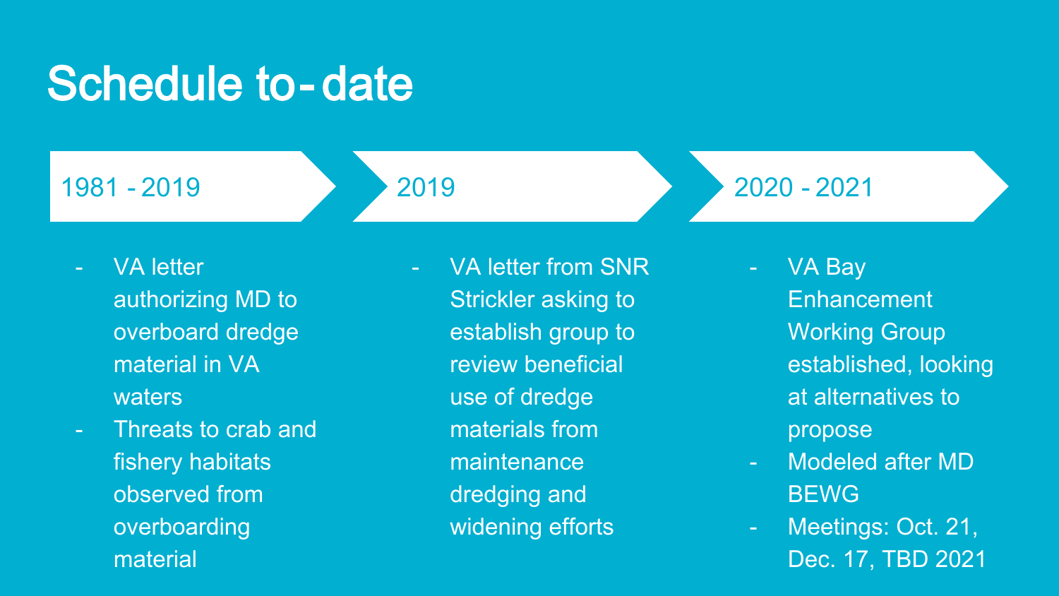# Schedule to-date

## 1981 - 2019

- VA letter authorizing MD to overboard dredge material in VA waters
- Threats to crab and fishery habitats observed from overboarding material

## 2019

- VA letter from SNR Strickler asking to establish group to review beneficial use of dredge materials from maintenance dredging and widening efforts

## 2020 - 2021

- VA Bay Enhancement Working Group established, looking at alternatives to propose
- Modeled after MD BEWG
- Meetings: Oct. 21, Dec. 17, TBD 2021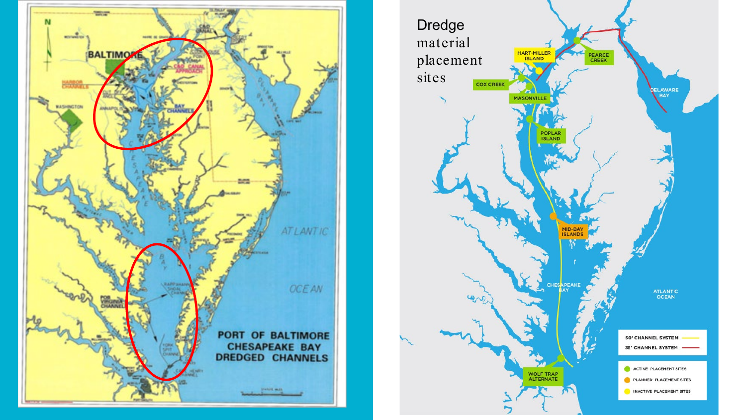PORT OF BALTIMORE
CHESAPEAKE BAY
DREDGED CHANNELS

BALTIMORE

HARBOR CHANNELS

WASHINGTON

ANNAPOLIS

C&D CANAL

C&D CANAL APPROACH

BAY CHANNELS

CHESAPEAKE BAY

ATLANTIC OCEAN

RAPPAHANNOCK SHOAL CHANNEL

YORK SPIT CHANNEL

CAPE HENRY CHANNEL

PORT VIRGINIA CHANNEL

PORTSMOUTH

Dredge material placement sites

HART-MILLER ISLAND

PEARCE CREEK

COX CREEK

MASONVILLE

POPLAR ISLAND

MID-BAY ISLANDS

WOLF TRAP ALTERNATE

DELAWARE BAY

CHESAPEAKE BAY

ATLANTIC OCEAN

50' CHANNEL SYSTEM

35' CHANNEL SYSTEM

ACTIVE PLACEMENT SITES

PLANNED PLACEMENT SITES

INACTIVE PLACEMENT SITES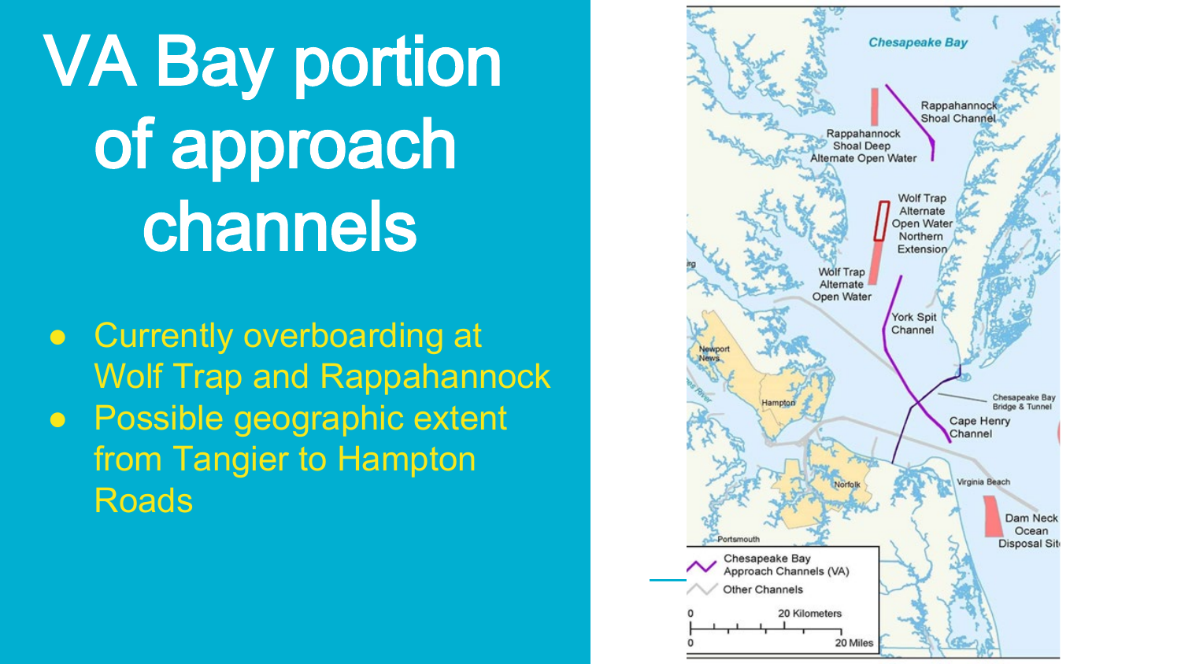# VA Bay portion of approach channels

- Currently overboarding at Wolf Trap and Rappahannock
- Possible geographic extent from Tangier to Hampton Roads

Chesapeake Bay

Rappahannock Shoal Channel

Rappahannock Shoal Deep Alternate Open Water

Wolf Trap Alternate Open Water Northern Extension

Wolf Trap Alternate Open Water

York Spit Channel

Newport News

Hampton

Chesapeake Bay Bridge & Tunnel

Cape Henry Channel

Norfolk

Virginia Beach

Dam Neck Ocean Disposal Site

Portsmouth

Chesapeake Bay Approach Channels (VA)

Other Channels

0 20 Kilometers

0 20 Miles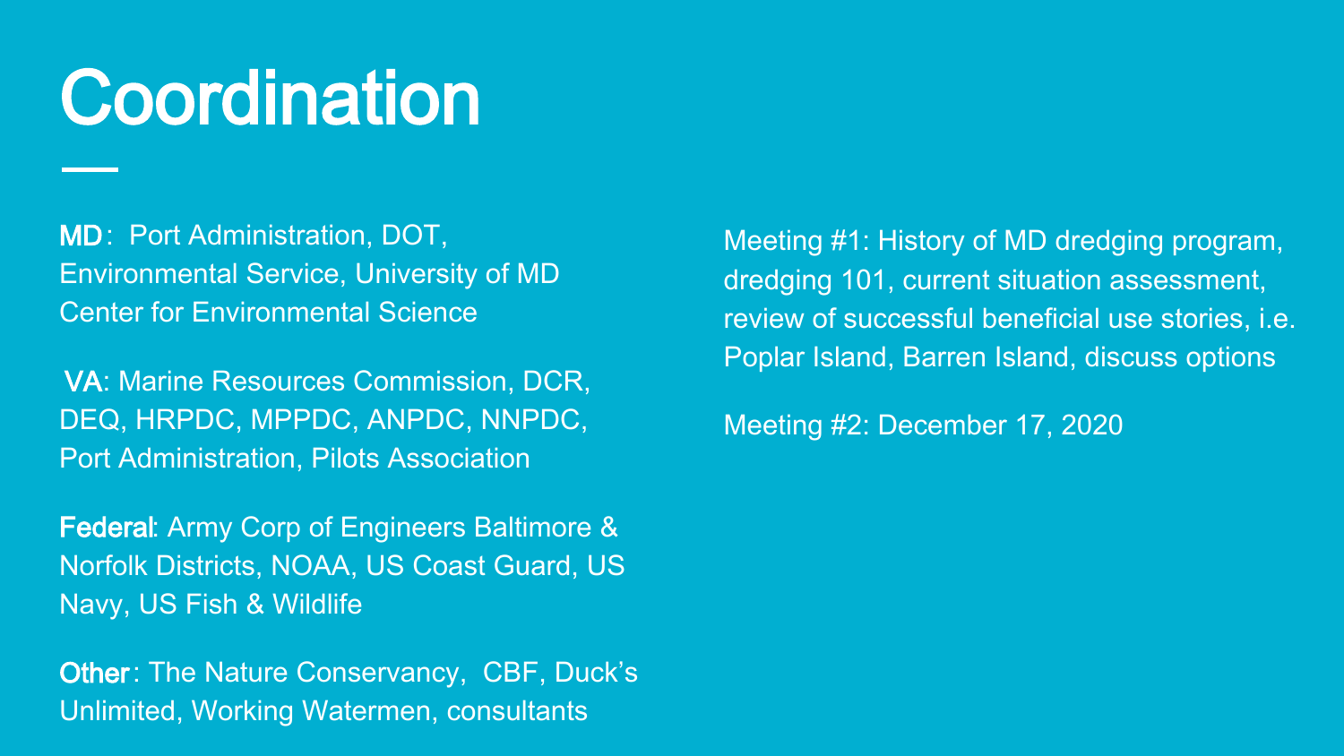# Coordination

**MD**: Port Administration, DOT, Environmental Service, University of MD Center for Environmental Science

**VA**: Marine Resources Commission, DCR, DEQ, HRPDC, MPPDC, ANPDC, NNPDC, Port Administration, Pilots Association

**Federal**: Army Corp of Engineers Baltimore & Norfolk Districts, NOAA, US Coast Guard, US Navy, US Fish & Wildlife

**Other**: The Nature Conservancy, CBF, Duck's Unlimited, Working Watermen, consultants

Meeting #1: History of MD dredging program, dredging 101, current situation assessment, review of successful beneficial use stories, i.e. Poplar Island, Barren Island, discuss options

Meeting #2: December 17, 2020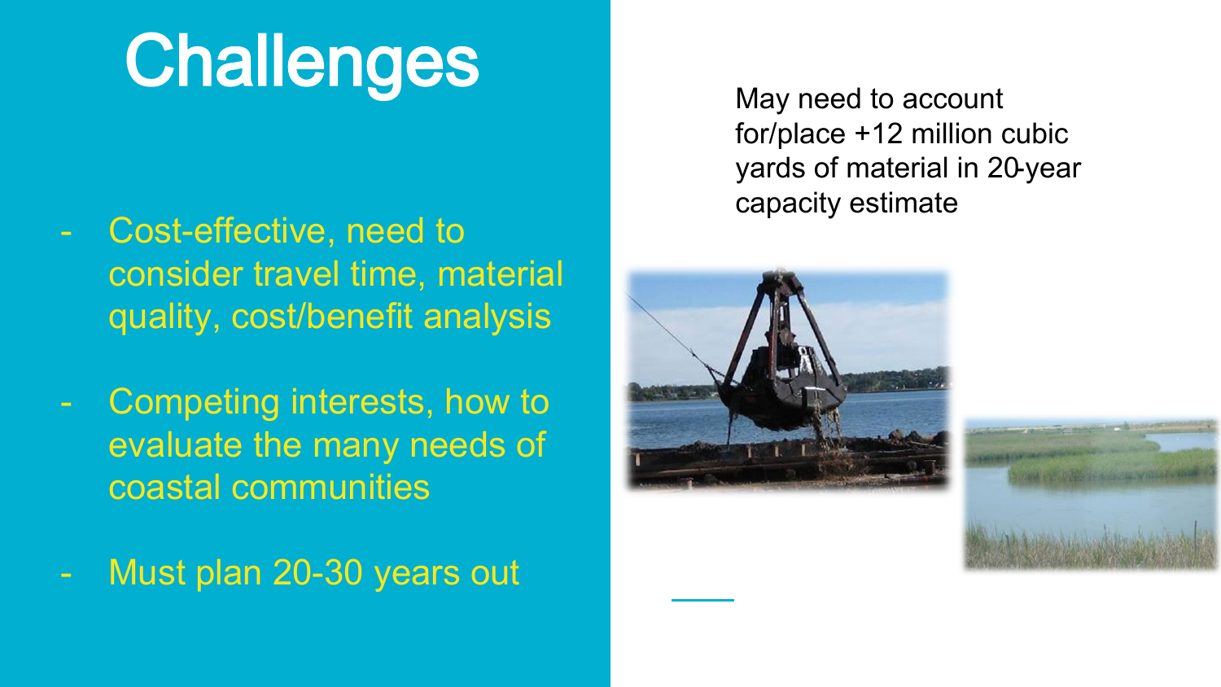# Challenges

- Cost-effective, need to consider travel time, material quality, cost/benefit analysis
- Competing interests, how to evaluate the many needs of coastal communities
- Must plan 20-30 years out

May need to account for/place +12 million cubic yards of material in 20-year capacity estimate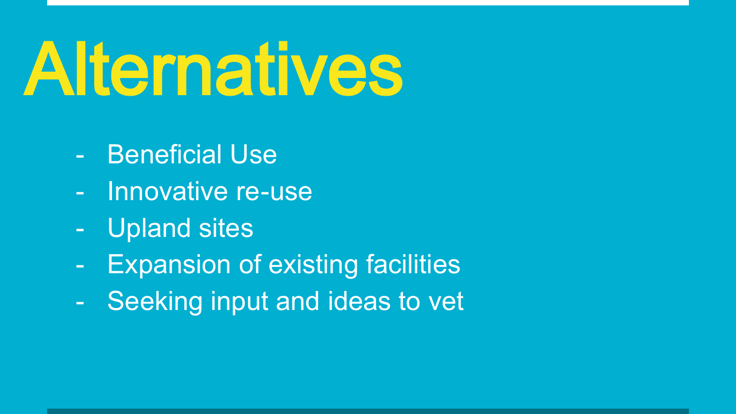# Alternatives

- Beneficial Use
- Innovative re-use
- Upland sites
- Expansion of existing facilities
- Seeking input and ideas to vet